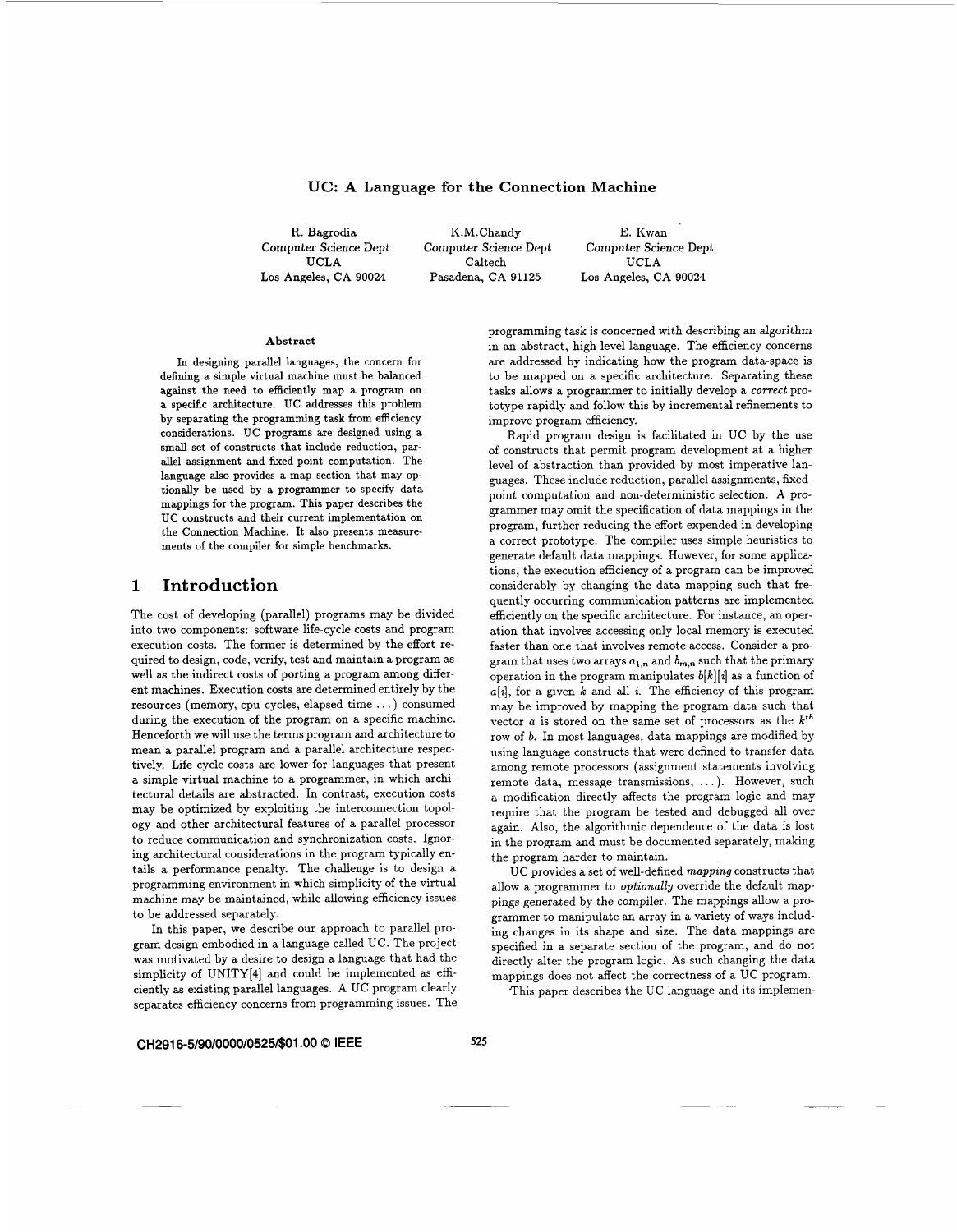# UC: A Language for the Connection Machine

R. Bagrodia
Computer Science Dept
UCLA
Los Angeles, CA 90024

K.M.Chandy
Computer Science Dept
Caltech
Pasadena, CA 91125

E. Kwan
Computer Science Dept
UCLA
Los Angeles, CA 90024

### Abstract

In designing parallel languages, the concern for defining a simple virtual machine must be balanced against the need to efficiently map a program on a specific architecture. UC addresses this problem by separating the programming task from efficiency considerations. UC programs are designed using a small set of constructs that include reduction, parallel assignment and fixed-point computation. The language also provides a map section that may optionally be used by a programmer to specify data mappings for the program. This paper describes the UC constructs and their current implementation on the Connection Machine. It also presents measurements of the compiler for simple benchmarks.

## 1 Introduction

The cost of developing (parallel) programs may be divided into two components: software life-cycle costs and program execution costs. The former is determined by the effort required to design, code, verify, test and maintain a program as well as the indirect costs of porting a program among different machines. Execution costs are determined entirely by the resources (memory, cpu cycles, elapsed time ...) consumed during the execution of the program on a specific machine. Henceforth we will use the terms program and architecture to mean a parallel program and a parallel architecture respectively. Life cycle costs are lower for languages that present a simple virtual machine to a programmer, in which architectural details are abstracted. In contrast, execution costs may be optimized by exploiting the interconnection topology and other architectural features of a parallel processor to reduce communication and synchronization costs. Ignoring architectural considerations in the program typically entails a performance penalty. The challenge is to design a programming environment in which simplicity of the virtual machine may be maintained, while allowing efficiency issues to be addressed separately.

In this paper, we describe our approach to parallel program design embodied in a language called UC. The project was motivated by a desire to design a language that had the simplicity of UNITY[4] and could be implemented as efficiently as existing parallel languages. A UC program clearly separates efficiency concerns from programming issues. The programming task is concerned with describing an algorithm in an abstract, high-level language. The efficiency concerns are addressed by indicating how the program data-space is to be mapped on a specific architecture. Separating these tasks allows a programmer to initially develop a *correct* prototype rapidly and follow this by incremental refinements to improve program efficiency.

Rapid program design is facilitated in UC by the use of constructs that permit program development at a higher level of abstraction than provided by most imperative languages. These include reduction, parallel assignments, fixed-point computation and non-deterministic selection. A programmer may omit the specification of data mappings in the program, further reducing the effort expended in developing a correct prototype. The compiler uses simple heuristics to generate default data mappings. However, for some applications, the execution efficiency of a program can be improved considerably by changing the data mapping such that frequently occurring communication patterns are implemented efficiently on the specific architecture. For instance, an operation that involves accessing only local memory is executed faster than one that involves remote access. Consider a program that uses two arrays $a_{1,n}$ and $b_{m,n}$ such that the primary operation in the program manipulates $b[k][i]$ as a function of $a[i]$, for a given $k$ and all $i$. The efficiency of this program may be improved by mapping the program data such that vector $a$ is stored on the same set of processors as the $k^{th}$ row of $b$. In most languages, data mappings are modified by using language constructs that were defined to transfer data among remote processors (assignment statements involving remote data, message transmissions, ...). However, such a modification directly affects the program logic and may require that the program be tested and debugged all over again. Also, the algorithmic dependence of the data is lost in the program and must be documented separately, making the program harder to maintain.

UC provides a set of well-defined *mapping* constructs that allow a programmer to *optionally* override the default mappings generated by the compiler. The mappings allow a programmer to manipulate an array in a variety of ways including changes in its shape and size. The data mappings are specified in a separate section of the program, and do not directly alter the program logic. As such changing the data mappings does not affect the correctness of a UC program.

This paper describes the UC language and its implemen-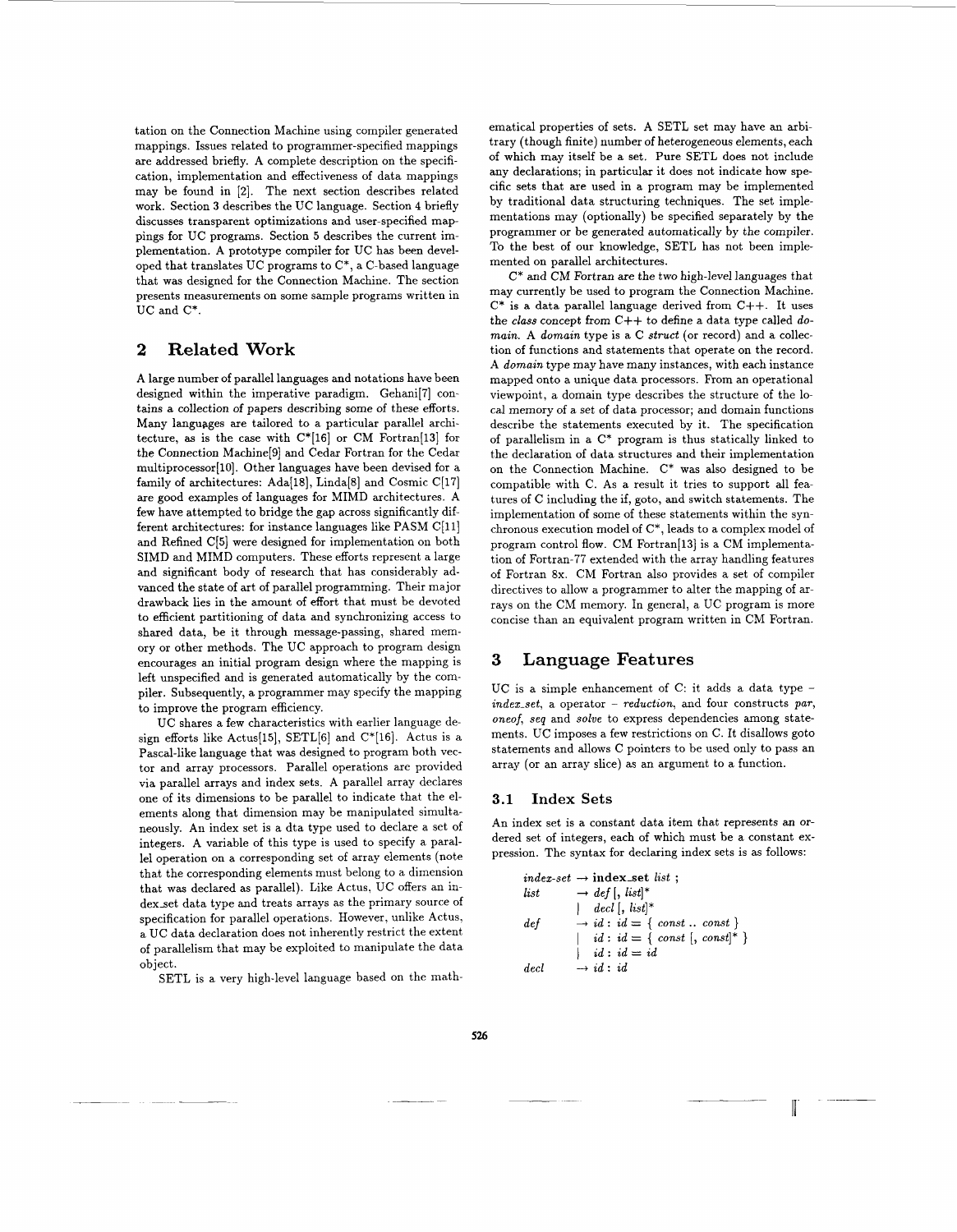tation on the Connection Machine using compiler generated mappings. Issues related to programmer-specified mappings are addressed briefly. A complete description on the specification, implementation and effectiveness of data mappings may be found in [2]. The next section describes related work. Section 3 describes the UC language. Section 4 briefly discusses transparent optimizations and user-specified mappings for UC programs. Section 5 describes the current implementation. A prototype compiler for UC has been developed that translates UC programs to C*, a C-based language that was designed for the Connection Machine. The section presents measurements on some sample programs written in UC and C*.

## 2 Related Work

A large number of parallel languages and notations have been designed within the imperative paradigm. Gehani[7] contains a collection of papers describing some of these efforts. Many languages are tailored to a particular parallel architecture, as is the case with C*[16] or CM Fortran[13] for the Connection Machine[9] and Cedar Fortran for the Cedar multiprocessor[10]. Other languages have been devised for a family of architectures: Ada[18], Linda[8] and Cosmic C[17] are good examples of languages for MIMD architectures. A few have attempted to bridge the gap across significantly different architectures: for instance languages like PASM C[11] and Refined C[5] were designed for implementation on both SIMD and MIMD computers. These efforts represent a large and significant body of research that has considerably advanced the state of art of parallel programming. Their major drawback lies in the amount of effort that must be devoted to efficient partitioning of data and synchronizing access to shared data, be it through message-passing, shared memory or other methods. The UC approach to program design encourages an initial program design where the mapping is left unspecified and is generated automatically by the compiler. Subsequently, a programmer may specify the mapping to improve the program efficiency.

UC shares a few characteristics with earlier language design efforts like Actus[15], SETL[6] and C*[16]. Actus is a Pascal-like language that was designed to program both vector and array processors. Parallel operations are provided via parallel arrays and index sets. A parallel array declares one of its dimensions to be parallel to indicate that the elements along that dimension may be manipulated simultaneously. An index set is a dta type used to declare a set of integers. A variable of this type is used to specify a parallel operation on a corresponding set of array elements (note that the corresponding elements must belong to a dimension that was declared as parallel). Like Actus, UC offers an index_set data type and treats arrays as the primary source of specification for parallel operations. However, unlike Actus, a UC data declaration does not inherently restrict the extent of parallelism that may be exploited to manipulate the data object.

SETL is a very high-level language based on the mathematical properties of sets. A SETL set may have an arbitrary (though finite) number of heterogeneous elements, each of which may itself be a set. Pure SETL does not include any declarations; in particular it does not indicate how specific sets that are used in a program may be implemented by traditional data structuring techniques. The set implementations may (optionally) be specified separately by the programmer or be generated automatically by the compiler. To the best of our knowledge, SETL has not been implemented on parallel architectures.

C* and CM Fortran are the two high-level languages that may currently be used to program the Connection Machine. C* is a data parallel language derived from C++. It uses the *class* concept from C++ to define a data type called *domain*. A *domain* type is a C *struct* (or record) and a collection of functions and statements that operate on the record. A *domain* type may have many instances, with each instance mapped onto a unique data processors. From an operational viewpoint, a domain type describes the structure of the local memory of a set of data processor; and domain functions describe the statements executed by it. The specification of parallelism in a C* program is thus statically linked to the declaration of data structures and their implementation on the Connection Machine. C* was also designed to be compatible with C. As a result it tries to support all features of C including the if, goto, and switch statements. The implementation of some of these statements within the synchronous execution model of C*, leads to a complex model of program control flow. CM Fortran[13] is a CM implementation of Fortran-77 extended with the array handling features of Fortran 8x. CM Fortran also provides a set of compiler directives to allow a programmer to alter the mapping of arrays on the CM memory. In general, a UC program is more concise than an equivalent program written in CM Fortran.

## 3 Language Features

UC is a simple enhancement of C: it adds a data type – *index_set*, a operator – *reduction*, and four constructs *par*, *oneof*, *seq* and *solve* to express dependencies among statements. UC imposes a few restrictions on C. It disallows goto statements and allows C pointers to be used only to pass an array (or an array slice) as an argument to a function.

### 3.1 Index Sets

An index set is a constant data item that represents an ordered set of integers, each of which must be a constant expression. The syntax for declaring index sets is as follows:

```
index-set → index_set list ;
list      → def [, list]*
          | decl [, list]*
def       → id : id = { const .. const }
          | id : id = { const [, const]* }
          | id : id = id
decl      → id : id
```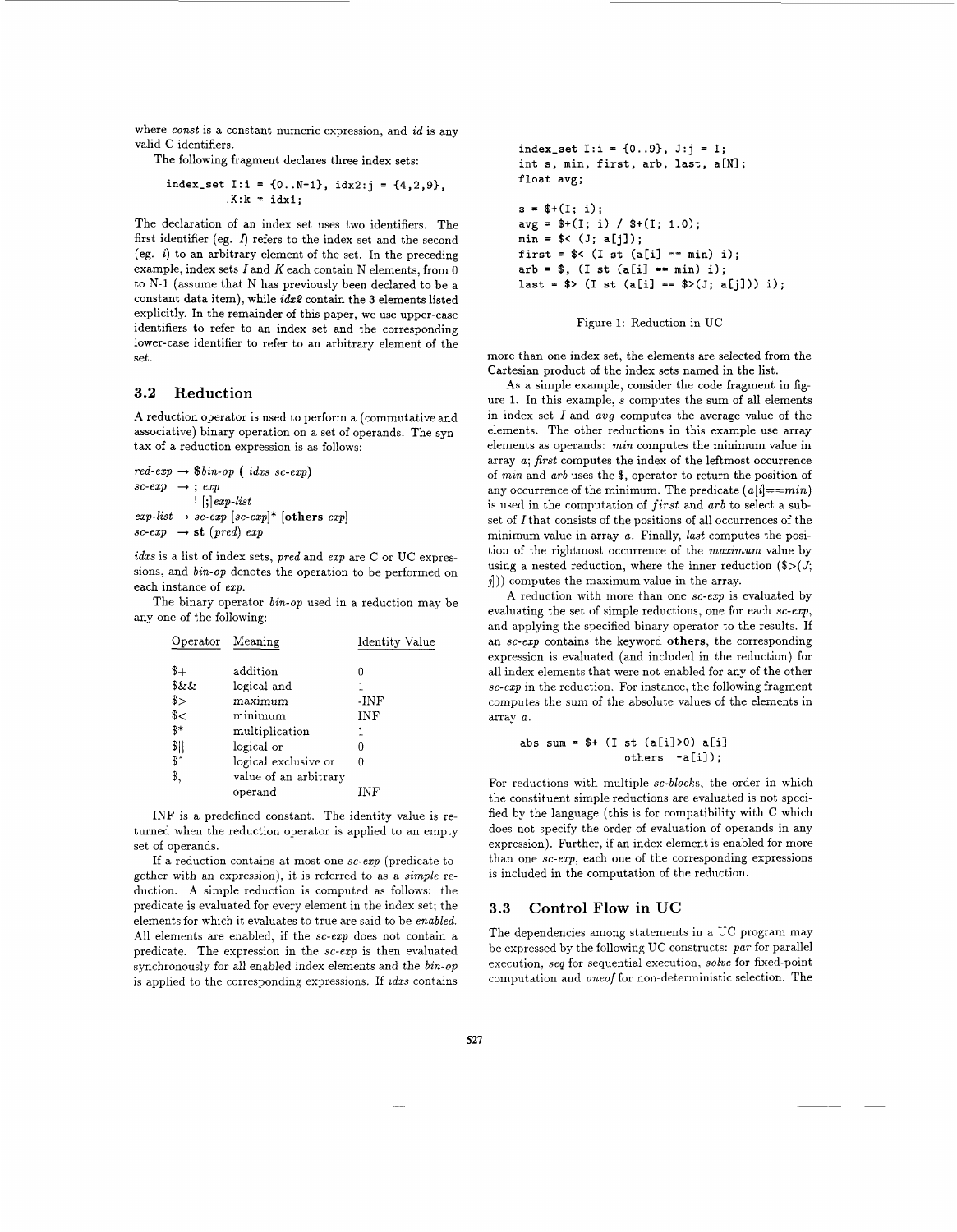where *const* is a constant numeric expression, and *id* is any valid C identifiers.

The following fragment declares three index sets:

```
index_set I:i = {0..N-1}, idx2:j = {4,2,9},
          K:k = idx1;
```

The declaration of an index set uses two identifiers. The first identifier (eg. *I*) refers to the index set and the second (eg. *i*) to an arbitrary element of the set. In the preceding example, index sets *I* and *K* each contain N elements, from 0 to N-1 (assume that N has previously been declared to be a constant data item), while *idx2* contain the 3 elements listed explicitly. In the remainder of this paper, we use upper-case identifiers to refer to an index set and the corresponding lower-case identifier to refer to an arbitrary element of the set.

### 3.2 Reduction

A reduction operator is used to perform a (commutative and associative) binary operation on a set of operands. The syntax of a reduction expression is as follows:

*red-exp* → $*bin-op* ( *idxs* *sc-exp*)
*sc-exp* → ; *exp*
| [;] *exp-list*
*exp-list* → *sc-exp* [*sc-exp*]* [**others** *exp*]
*sc-exp* → **st** (*pred*) *exp*

*idxs* is a list of index sets, *pred* and *exp* are C or UC expressions, and *bin-op* denotes the operation to be performed on each instance of *exp*.

The binary operator *bin-op* used in a reduction may be any one of the following:

| Operator | Meaning | Identity Value |
|---|---|---|
| $+ | addition | 0 |
| $&& | logical and | 1 |
| $> | maximum | -INF |
| $< | minimum | INF |
| $* | multiplication | 1 |
| $\|\| | logical or | 0 |
| $^ | logical exclusive or | 0 |
| $, | value of an arbitrary operand | INF |

INF is a predefined constant. The identity value is returned when the reduction operator is applied to an empty set of operands.

If a reduction contains at most one *sc-exp* (predicate together with an expression), it is referred to as a *simple* reduction. A simple reduction is computed as follows: the predicate is evaluated for every element in the index set; the elements for which it evaluates to true are said to be *enabled*. All elements are enabled, if the *sc-exp* does not contain a predicate. The expression in the *sc-exp* is then evaluated synchronously for all enabled index elements and the *bin-op* is applied to the corresponding expressions. If *idxs* contains more than one index set, the elements are selected from the Cartesian product of the index sets named in the list.

```
index_set I:i = {0..9}, J:j = I;
int s, min, first, arb, last, a[N];
float avg;

s = $+(I; i);
avg = $+(I; i) / $+(I; 1.0);
min = $< (J; a[j]);
first = $< (I st (a[i] == min) i);
arb = $, (I st (a[i] == min) i);
last = $> (I st (a[i] == $>(J; a[j])) i);
```

Figure 1: Reduction in UC

As a simple example, consider the code fragment in figure 1. In this example, *s* computes the sum of all elements in index set *I* and *avg* computes the average value of the elements. The other reductions in this example use array elements as operands: *min* computes the minimum value in array *a*; *first* computes the index of the leftmost occurrence of *min* and *arb* uses the $, operator to return the position of any occurrence of the minimum. The predicate ($a[i]==min$) is used in the computation of *first* and *arb* to select a subset of *I* that consists of the positions of all occurrences of the minimum value in array *a*. Finally, *last* computes the position of the rightmost occurrence of the *maximum* value by using a nested reduction, where the inner reduction ($>(*J*; *j*])) computes the maximum value in the array.

A reduction with more than one *sc-exp* is evaluated by evaluating the set of simple reductions, one for each *sc-exp*, and applying the specified binary operator to the results. If an *sc-exp* contains the keyword **others**, the corresponding expression is evaluated (and included in the reduction) for all index elements that were not enabled for any of the other *sc-exp* in the reduction. For instance, the following fragment computes the sum of the absolute values of the elements in array *a*.

```
abs_sum = $+ (I st (a[i]>0) a[i]
               others -a[i]);
```

For reductions with multiple *sc-blocks*, the order in which the constituent simple reductions are evaluated is not specified by the language (this is for compatibility with C which does not specify the order of evaluation of operands in any expression). Further, if an index element is enabled for more than one *sc-exp*, each one of the corresponding expressions is included in the computation of the reduction.

### 3.3 Control Flow in UC

The dependencies among statements in a UC program may be expressed by the following UC constructs: *par* for parallel execution, *seq* for sequential execution, *solve* for fixed-point computation and *oneof* for non-deterministic selection. The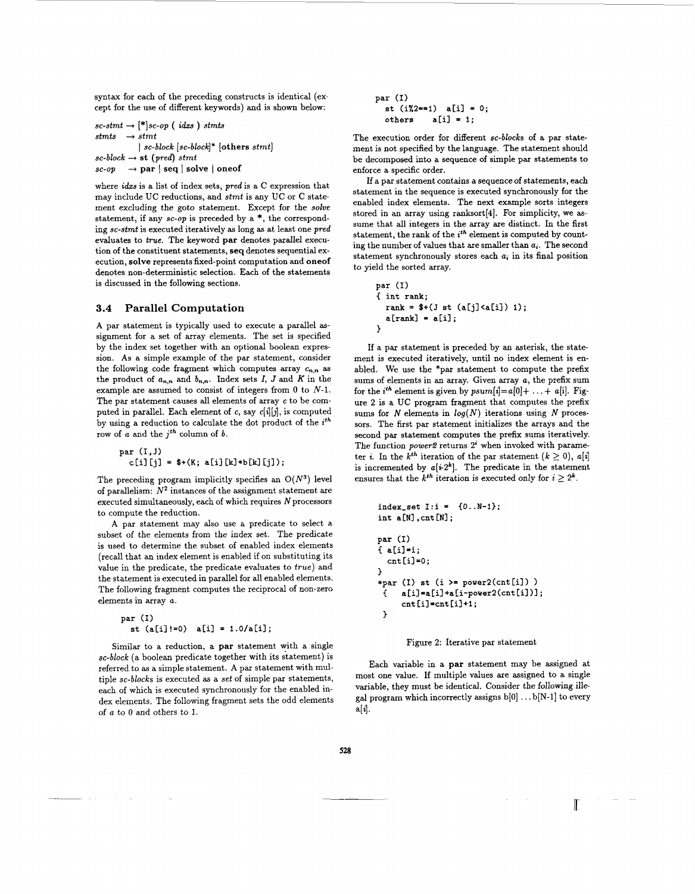syntax for each of the preceding constructs is identical (except for the use of different keywords) and is shown below:

*sc-stmt* → [*]*sc-op* ( *idxs* ) *stmts*
*stmts* → *stmt*
| *sc-block* [*sc-block*]* [**others** *stmt*]
*sc-block* → **st** (*pred*) *stmt*
*sc-op* → **par** | **seq** | **solve** | **oneof**

where *idxs* is a list of index sets, *pred* is a C expression that may include UC reductions, and *stmt* is any UC or C statement excluding the goto statement. Except for the *solve* statement, if any *sc-op* is preceded by a *, the corresponding *sc-stmt* is executed iteratively as long as at least one *pred* evaluates to *true*. The keyword **par** denotes parallel execution of the constituent statements, **seq** denotes sequential execution, **solve** represents fixed-point computation and **oneof** denotes non-deterministic selection. Each of the statements is discussed in the following sections.

### 3.4 Parallel Computation

A par statement is typically used to execute a parallel assignment for a set of array elements. The set is specified by the index set together with an optional boolean expression. As a simple example of the par statement, consider the following code fragment which computes array $c_{n,n}$ as the product of $a_{n,n}$ and $b_{n,n}$. Index sets *I*, *J* and *K* in the example are assumed to consist of integers from 0 to *N*-1. The par statement causes all elements of array *c* to be computed in parallel. Each element of *c*, say *c*[*i*][*j*], is computed by using a reduction to calculate the dot product of the $i^{th}$ row of *a* and the $j^{th}$ column of *b*.

```
par (I,J)
  c[i][j] = $+(K; a[i][k]*b[k][j]);
```

The preceding program implicitly specifies an $O(N^3)$ level of parallelism: $N^2$ instances of the assignment statement are executed simultaneously, each of which requires *N* processors to compute the reduction.

A par statement may also use a predicate to select a subset of the elements from the index set. The predicate is used to determine the subset of enabled index elements (recall that an index element is enabled if on substituting its value in the predicate, the predicate evaluates to *true*) and the statement is executed in parallel for all enabled elements. The following fragment computes the reciprocal of non-zero elements in array *a*.

```
par (I)
  st (a[i]!=0)  a[i] = 1.0/a[i];
```

Similar to a reduction, a **par** statement with a single *sc-block* (a boolean predicate together with its statement) is referred to as a simple statement. A par statement with multiple *sc-blocks* is executed as a *set* of simple par statements, each of which is executed synchronously for the enabled index elements. The following fragment sets the odd elements of *a* to 0 and others to 1.

```
par (I)
  st (i%2==1)  a[i] = 0;
  others      a[i] = 1;
```

The execution order for different *sc-blocks* of a par statement is not specified by the language. The statement should be decomposed into a sequence of simple par statements to enforce a specific order.

If a par statement contains a sequence of statements, each statement in the sequence is executed synchronously for the enabled index elements. The next example sorts integers stored in an array using ranksort[4]. For simplicity, we assume that all integers in the array are distinct. In the first statement, the rank of the $i^{th}$ element is computed by counting the number of values that are smaller than $a_i$. The second statement synchronously stores each $a_i$ in its final position to yield the sorted array.

```
par (I)
{ int rank;
  rank = $+(J st (a[j]<a[i]) 1);
  a[rank] = a[i];
}
```

If a par statement is preceded by an asterisk, the statement is executed iteratively, until no index element is enabled. We use the *par statement to compute the prefix sums of elements in an array. Given array *a*, the prefix sum for the $i^{th}$ element is given by *psum*[*i*]=*a*[0]+ ... + *a*[*i*]. Figure 2 is a UC program fragment that computes the prefix sums for *N* elements in *log*(*N*) iterations using *N* processors. The first par statement initializes the arrays and the second par statement computes the prefix sums iteratively. The function *power2* returns $2^i$ when invoked with parameter *i*. In the $k^{th}$ iteration of the par statement ($k \geq 0$), *a*[*i*] is incremented by *a*[*i*-$2^k$]. The predicate in the statement ensures that the $k^{th}$ iteration is executed only for $i \geq 2^k$.

```
index_set I:i =  {0..N-1};
int a[N],cnt[N];

par (I)
{ a[i]=i;
  cnt[i]=0;
}
*par (I) st (i >= power2(cnt[i]) )
 {   a[i]=a[i]+a[i-power2(cnt[i])];
     cnt[i]=cnt[i]+1;
 }
```

Figure 2: Iterative par statement

Each variable in a **par** statement may be assigned at most one value. If multiple values are assigned to a single variable, they must be identical. Consider the following illegal program which incorrectly assigns b[0] ... b[N-1] to every a[*i*].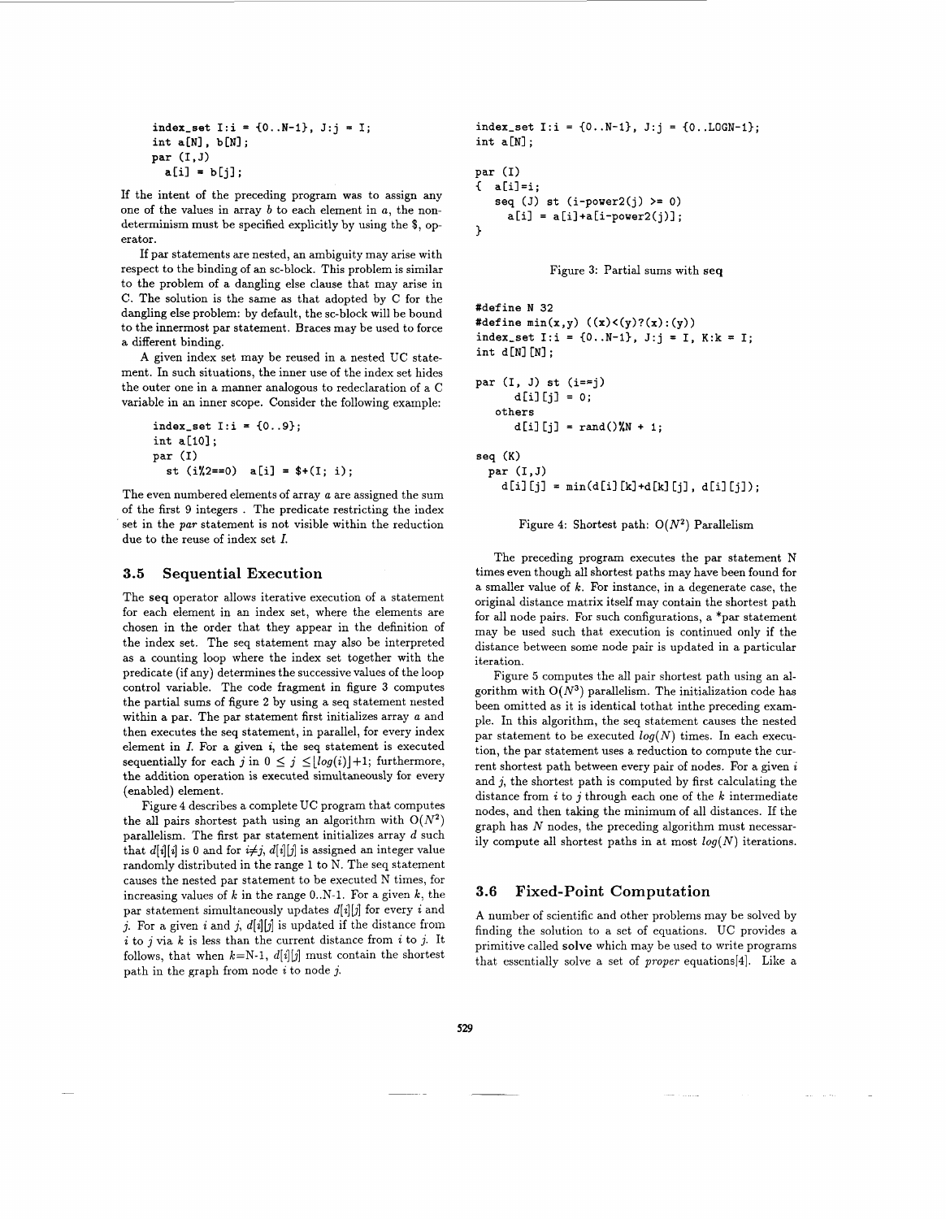```
index_set I:i = {0..N-1}, J:j = I;
int a[N], b[N];
par (I,J)
  a[i] = b[j];
```

If the intent of the preceding program was to assign any one of the values in array $b$ to each element in $a$, the non-determinism must be specified explicitly by using the $, operator.

If par statements are nested, an ambiguity may arise with respect to the binding of an sc-block. This problem is similar to the problem of a dangling else clause that may arise in C. The solution is the same as that adopted by C for the dangling else problem: by default, the sc-block will be bound to the innermost par statement. Braces may be used to force a different binding.

A given index set may be reused in a nested UC statement. In such situations, the inner use of the index set hides the outer one in a manner analogous to redeclaration of a C variable in an inner scope. Consider the following example:

```
index_set I:i = {0..9};
int a[10];
par (I)
  st (i%2==0)  a[i] = $+(I; i);
```

The even numbered elements of array $a$ are assigned the sum of the first 9 integers . The predicate restricting the index set in the *par* statement is not visible within the reduction due to the reuse of index set $I$.

### 3.5 Sequential Execution

The **seq** operator allows iterative execution of a statement for each element in an index set, where the elements are chosen in the order that they appear in the definition of the index set. The seq statement may also be interpreted as a counting loop where the index set together with the predicate (if any) determines the successive values of the loop control variable. The code fragment in figure 3 computes the partial sums of figure 2 by using a seq statement nested within a par. The par statement first initializes array $a$ and then executes the seq statement, in parallel, for every index element in $I$. For a given $i$, the seq statement is executed sequentially for each $j$ in $0 \leq j \leq \lfloor log(i) \rfloor + 1$; furthermore, the addition operation is executed simultaneously for every (enabled) element.

Figure 4 describes a complete UC program that computes the all pairs shortest path using an algorithm with $O(N^2)$ parallelism. The first par statement initializes array $d$ such that $d[i][i]$ is 0 and for $i \neq j$, $d[i][j]$ is assigned an integer value randomly distributed in the range 1 to N. The seq statement causes the nested par statement to be executed N times, for increasing values of $k$ in the range 0..N-1. For a given $k$, the par statement simultaneously updates $d[i][j]$ for every $i$ and $j$. For a given $i$ and $j$, $d[i][j]$ is updated if the distance from $i$ to $j$ via $k$ is less than the current distance from $i$ to $j$. It follows, that when $k$=N-1, $d[i][j]$ must contain the shortest path in the graph from node $i$ to node $j$.

```
index_set I:i = {0..N-1}, J:j = {0..LOGN-1};
int a[N];

par (I)
{ a[i]=i;
  seq (J) st (i-power2(j) >= 0)
    a[i] = a[i]+a[i-power2(j)];
}
```

Figure 3: Partial sums with **seq**

```
#define N 32
#define min(x,y) ((x)<(y)?(x):(y))
index_set I:i = {0..N-1}, J:j = I, K:k = I;
int d[N][N];

par (I, J) st (i==j)
      d[i][j] = 0;
   others
      d[i][j] = rand()%N + 1;

seq (K)
  par (I,J)
    d[i][j] = min(d[i][k]+d[k][j], d[i][j]);
```

Figure 4: Shortest path: $O(N^2)$ Parallelism

The preceding program executes the par statement N times even though all shortest paths may have been found for a smaller value of $k$. For instance, in a degenerate case, the original distance matrix itself may contain the shortest path for all node pairs. For such configurations, a *par statement may be used such that execution is continued only if the distance between some node pair is updated in a particular iteration.

Figure 5 computes the all pair shortest path using an algorithm with $O(N^3)$ parallelism. The initialization code has been omitted as it is identical tothat inthe preceding example. In this algorithm, the seq statement causes the nested par statement to be executed $log(N)$ times. In each execution, the par statement uses a reduction to compute the current shortest path between every pair of nodes. For a given $i$ and $j$, the shortest path is computed by first calculating the distance from $i$ to $j$ through each one of the $k$ intermediate nodes, and then taking the minimum of all distances. If the graph has $N$ nodes, the preceding algorithm must necessarily compute all shortest paths in at most $log(N)$ iterations.

### 3.6 Fixed-Point Computation

A number of scientific and other problems may be solved by finding the solution to a set of equations. UC provides a primitive called **solve** which may be used to write programs that essentially solve a set of *proper* equations[4]. Like a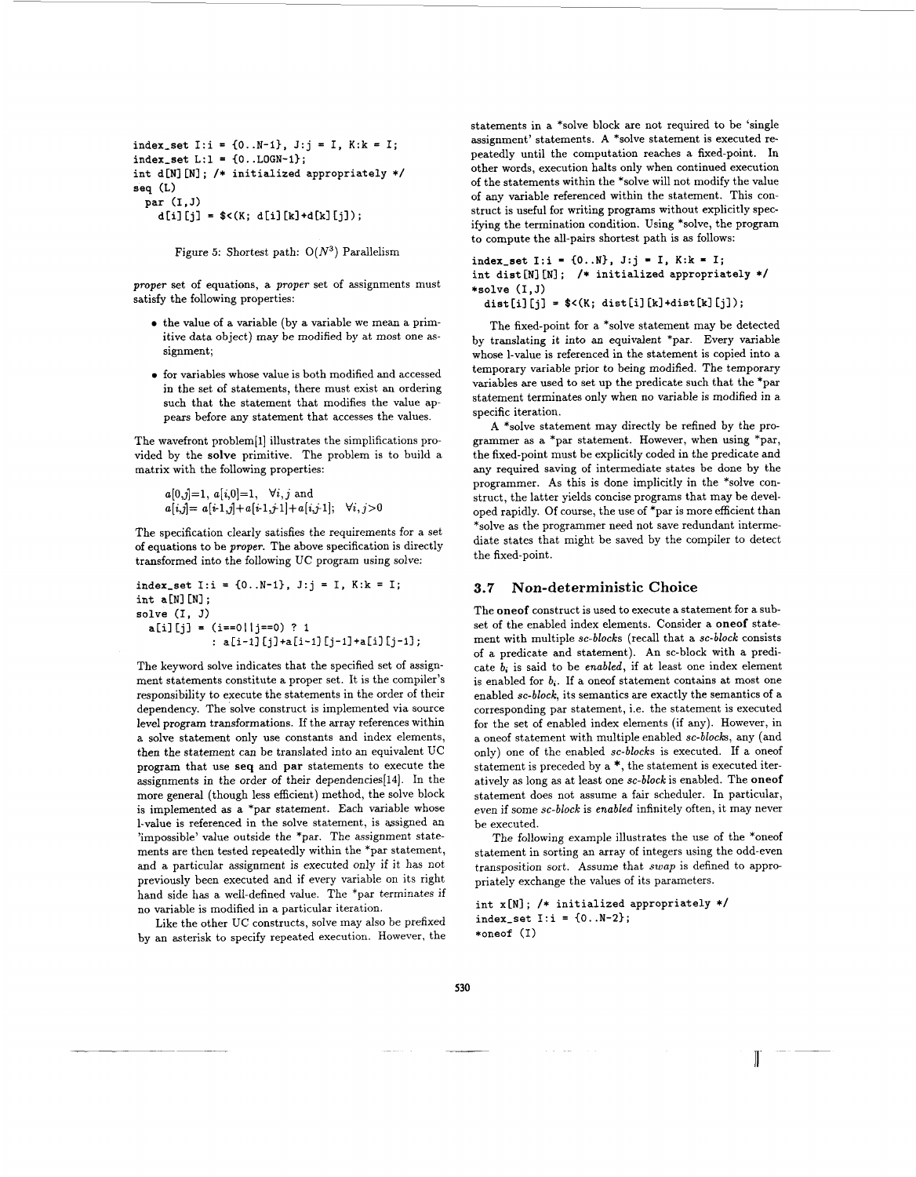```
index_set I:i = {0..N-1}, J:j = I, K:k = I;
index_set L:l = {0..LOGN-1};
int d[N][N]; /* initialized appropriately */
seq (L)
  par (I,J)
    d[i][j] = $<(K; d[i][k]+d[k][j]);
```

Figure 5: Shortest path: $O(N^3)$ Parallelism

*proper* set of equations, a *proper* set of assignments must satisfy the following properties:

- the value of a variable (by a variable we mean a primitive data object) may be modified by at most one assignment;
- for variables whose value is both modified and accessed in the set of statements, there must exist an ordering such that the statement that modifies the value appears before any statement that accesses the values.

The wavefront problem[1] illustrates the simplifications provided by the **solve** primitive. The problem is to build a matrix with the following properties:

$a[0,j]=1,\ a[i,0]=1,\quad \forall i,j$ and
$a[i,j]= a[i\text{-}1,j]+a[i\text{-}1,j\text{-}1]+a[i,j\text{-}1];\quad \forall i,j>0$

The specification clearly satisfies the requirements for a set of equations to be *proper*. The above specification is directly transformed into the following UC program using solve:

```
index_set I:i = {0..N-1}, J:j = I, K:k = I;
int a[N][N];
solve (I, J)
  a[i][j] = (i==0||j==0) ? 1
            : a[i-1][j]+a[i-1][j-1]+a[i][j-1];
```

The keyword solve indicates that the specified set of assignment statements constitute a proper set. It is the compiler's responsibility to execute the statements in the order of their dependency. The solve construct is implemented via source level program transformations. If the array references within a solve statement only use constants and index elements, then the statement can be translated into an equivalent UC program that use **seq** and **par** statements to execute the assignments in the order of their dependencies[14]. In the more general (though less efficient) method, the solve block is implemented as a *par statement. Each variable whose l-value is referenced in the solve statement, is assigned an 'impossible' value outside the *par. The assignment statements are then tested repeatedly within the *par statement, and a particular assignment is executed only if it has not previously been executed and if every variable on its right hand side has a well-defined value. The *par terminates if no variable is modified in a particular iteration.

Like the other UC constructs, solve may also be prefixed by an asterisk to specify repeated execution. However, the statements in a *solve block are not required to be 'single assignment' statements. A *solve statement is executed repeatedly until the computation reaches a fixed-point. In other words, execution halts only when continued execution of the statements within the *solve will not modify the value of any variable referenced within the statement. This construct is useful for writing programs without explicitly specifying the termination condition. Using *solve, the program to compute the all-pairs shortest path is as follows:

```
index_set I:i = {0..N}, J:j = I, K:k = I;
int dist[N][N]; /* initialized appropriately */
*solve (I,J)
  dist[i][j] = $<(K; dist[i][k]+dist[k][j]);
```

The fixed-point for a *solve statement may be detected by translating it into an equivalent *par. Every variable whose l-value is referenced in the statement is copied into a temporary variable prior to being modified. The temporary variables are used to set up the predicate such that the *par statement terminates only when no variable is modified in a specific iteration.

A *solve statement may directly be refined by the programmer as a *par statement. However, when using *par, the fixed-point must be explicitly coded in the predicate and any required saving of intermediate states be done by the programmer. As this is done implicitly in the *solve construct, the latter yields concise programs that may be developed rapidly. Of course, the use of *par is more efficient than *solve as the programmer need not save redundant intermediate states that might be saved by the compiler to detect the fixed-point.

### 3.7 Non-deterministic Choice

The **oneof** construct is used to execute a statement for a subset of the enabled index elements. Consider a **oneof** statement with multiple *sc-blocks* (recall that a *sc-block* consists of a predicate and statement). An sc-block with a predicate $b_i$ is said to be *enabled*, if at least one index element is enabled for $b_i$. If a oneof statement contains at most one enabled *sc-block*, its semantics are exactly the semantics of a corresponding par statement, i.e. the statement is executed for the set of enabled index elements (if any). However, in a oneof statement with multiple enabled *sc-blocks*, any (and only) one of the enabled *sc-blocks* is executed. If a oneof statement is preceded by a *, the statement is executed iteratively as long as at least one *sc-block* is enabled. The **oneof** statement does not assume a fair scheduler. In particular, even if some *sc-block* is *enabled* infinitely often, it may never be executed.

The following example illustrates the use of the *oneof statement in sorting an array of integers using the odd-even transposition sort. Assume that *swap* is defined to appropriately exchange the values of its parameters.

```
int x[N]; /* initialized appropriately */
index_set I:i = {0..N-2};
*oneof (I)
```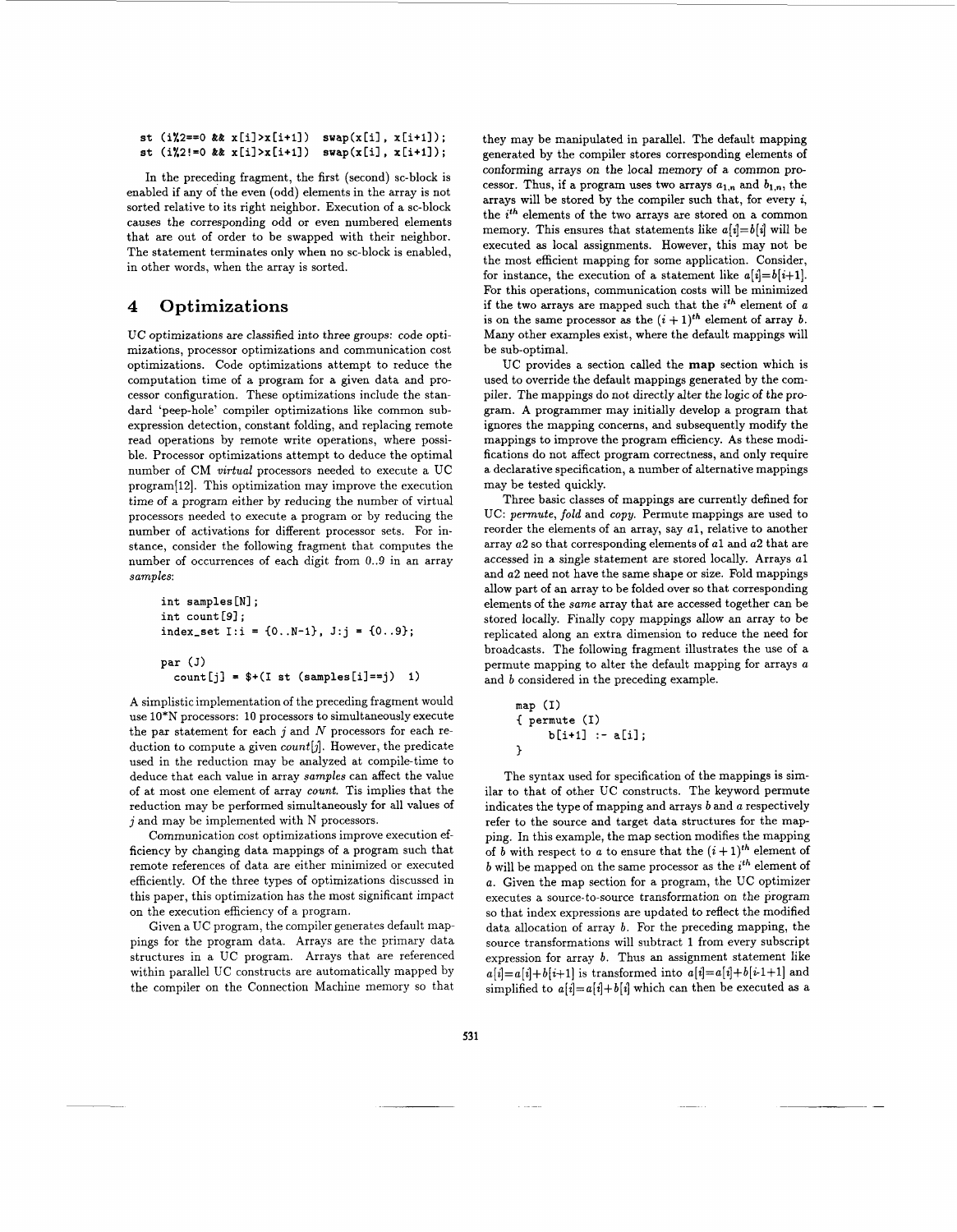```
st (i%2==0 && x[i]>x[i+1])  swap(x[i], x[i+1]);
st (i%2!=0 && x[i]>x[i+1])  swap(x[i], x[i+1]);
```

In the preceding fragment, the first (second) sc-block is enabled if any of the even (odd) elements in the array is not sorted relative to its right neighbor. Execution of a sc-block causes the corresponding odd or even numbered elements that are out of order to be swapped with their neighbor. The statement terminates only when no sc-block is enabled, in other words, when the array is sorted.

## 4 Optimizations

UC optimizations are classified into three groups: code optimizations, processor optimizations and communication cost optimizations. Code optimizations attempt to reduce the computation time of a program for a given data and processor configuration. These optimizations include the standard 'peep-hole' compiler optimizations like common subexpression detection, constant folding, and replacing remote read operations by remote write operations, where possible. Processor optimizations attempt to deduce the optimal number of CM *virtual* processors needed to execute a UC program[12]. This optimization may improve the execution time of a program either by reducing the number of virtual processors needed to execute a program or by reducing the number of activations for different processor sets. For instance, consider the following fragment that computes the number of occurrences of each digit from *0..9* in an array *samples*:

```
int samples[N];
int count[9];
index_set I:i = {0..N-1}, J:j = {0..9};

par (J)
  count[j] = $+(I st (samples[i]==j)  1)
```

A simplistic implementation of the preceding fragment would use 10*N processors: 10 processors to simultaneously execute the par statement for each $j$ and $N$ processors for each reduction to compute a given *count*[$j$]. However, the predicate used in the reduction may be analyzed at compile-time to deduce that each value in array *samples* can affect the value of at most one element of array *count*. Tis implies that the reduction may be performed simultaneously for all values of $j$ and may be implemented with N processors.

Communication cost optimizations improve execution efficiency by changing data mappings of a program such that remote references of data are either minimized or executed efficiently. Of the three types of optimizations discussed in this paper, this optimization has the most significant impact on the execution efficiency of a program.

Given a UC program, the compiler generates default mappings for the program data. Arrays are the primary data structures in a UC program. Arrays that are referenced within parallel UC constructs are automatically mapped by the compiler on the Connection Machine memory so that they may be manipulated in parallel. The default mapping generated by the compiler stores corresponding elements of conforming arrays on the local memory of a common processor. Thus, if a program uses two arrays $a_{1,n}$ and $b_{1,n}$, the arrays will be stored by the compiler such that, for every $i$, the $i^{th}$ elements of the two arrays are stored on a common memory. This ensures that statements like $a[i]=b[i]$ will be executed as local assignments. However, this may not be the most efficient mapping for some application. Consider, for instance, the execution of a statement like $a[i]=b[i+1]$. For this operations, communication costs will be minimized if the two arrays are mapped such that the $i^{th}$ element of $a$ is on the same processor as the $(i+1)^{th}$ element of array $b$. Many other examples exist, where the default mappings will be sub-optimal.

UC provides a section called the **map** section which is used to override the default mappings generated by the compiler. The mappings do not directly alter the logic of the program. A programmer may initially develop a program that ignores the mapping concerns, and subsequently modify the mappings to improve the program efficiency. As these modifications do not affect program correctness, and only require a declarative specification, a number of alternative mappings may be tested quickly.

Three basic classes of mappings are currently defined for UC: *permute*, *fold* and *copy*. Permute mappings are used to reorder the elements of an array, say *a1*, relative to another array *a2* so that corresponding elements of *a1* and *a2* that are accessed in a single statement are stored locally. Arrays *a1* and *a2* need not have the same shape or size. Fold mappings allow part of an array to be folded over so that corresponding elements of the *same* array that are accessed together can be stored locally. Finally copy mappings allow an array to be replicated along an extra dimension to reduce the need for broadcasts. The following fragment illustrates the use of a permute mapping to alter the default mapping for arrays $a$ and $b$ considered in the preceding example.

```
map (I)
{ permute (I)
     b[i+1] :- a[i];
}
```

The syntax used for specification of the mappings is similar to that of other UC constructs. The keyword permute indicates the type of mapping and arrays $b$ and $a$ respectively refer to the source and target data structures for the mapping. In this example, the map section modifies the mapping of $b$ with respect to $a$ to ensure that the $(i+1)^{th}$ element of $b$ will be mapped on the same processor as the $i^{th}$ element of $a$. Given the map section for a program, the UC optimizer executes a source-to-source transformation on the program so that index expressions are updated to reflect the modified data allocation of array $b$. For the preceding mapping, the source transformations will subtract 1 from every subscript expression for array $b$. Thus an assignment statement like $a[i]=a[i]+b[i+1]$ is transformed into $a[i]=a[i]+b[i\text{-}1+1]$ and simplified to $a[i]=a[i]+b[i]$ which can then be executed as a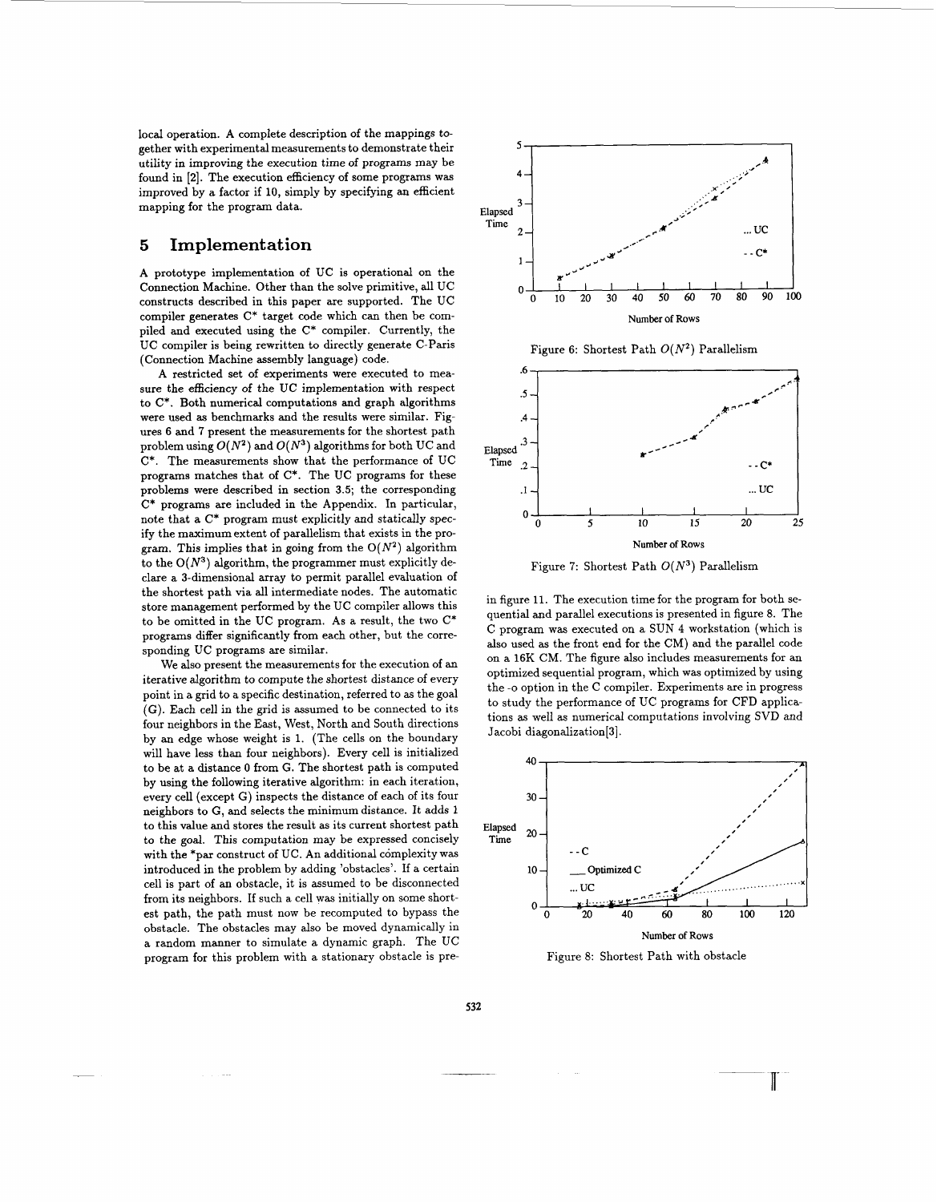local operation. A complete description of the mappings together with experimental measurements to demonstrate their utility in improving the execution time of programs may be found in [2]. The execution efficiency of some programs was improved by a factor if 10, simply by specifying an efficient mapping for the program data.

## 5 Implementation

A prototype implementation of UC is operational on the Connection Machine. Other than the solve primitive, all UC constructs described in this paper are supported. The UC compiler generates C* target code which can then be compiled and executed using the C* compiler. Currently, the UC compiler is being rewritten to directly generate C-Paris (Connection Machine assembly language) code.

A restricted set of experiments were executed to measure the efficiency of the UC implementation with respect to C*. Both numerical computations and graph algorithms were used as benchmarks and the results were similar. Figures 6 and 7 present the measurements for the shortest path problem using $O(N^2)$ and $O(N^3)$ algorithms for both UC and C*. The measurements show that the performance of UC programs matches that of C*. The UC programs for these problems were described in section 3.5; the corresponding C* programs are included in the Appendix. In particular, note that a C* program must explicitly and statically specify the maximum extent of parallelism that exists in the program. This implies that in going from the $O(N^2)$ algorithm to the $O(N^3)$ algorithm, the programmer must explicitly declare a 3-dimensional array to permit parallel evaluation of the shortest path via all intermediate nodes. The automatic store management performed by the UC compiler allows this to be omitted in the UC program. As a result, the two C* programs differ significantly from each other, but the corresponding UC programs are similar.

We also present the measurements for the execution of an iterative algorithm to compute the shortest distance of every point in a grid to a specific destination, referred to as the goal (G). Each cell in the grid is assumed to be connected to its four neighbors in the East, West, North and South directions by an edge whose weight is 1. (The cells on the boundary will have less than four neighbors). Every cell is initialized to be at a distance 0 from G. The shortest path is computed by using the following iterative algorithm: in each iteration, every cell (except G) inspects the distance of each of its four neighbors to G, and selects the minimum distance. It adds 1 to this value and stores the result as its current shortest path to the goal. This computation may be expressed concisely with the *par construct of UC. An additional complexity was introduced in the problem by adding 'obstacles'. If a certain cell is part of an obstacle, it is assumed to be disconnected from its neighbors. If such a cell was initially on some shortest path, the path must now be recomputed to bypass the obstacle. The obstacles may also be moved dynamically in a random manner to simulate a dynamic graph. The UC program for this problem with a stationary obstacle is presented in figure 11. The execution time for the program for both sequential and parallel executions is presented in figure 8. The C program was executed on a SUN 4 workstation (which is also used as the front end for the CM) and the parallel code on a 16K CM. The figure also includes measurements for an optimized sequential program, which was optimized by using the -o option in the C compiler. Experiments are in progress to study the performance of UC programs for CFD applications as well as numerical computations involving SVD and Jacobi diagonalization[3].

Figure 6: Shortest Path $O(N^2)$ Parallelism

Figure 7: Shortest Path $O(N^3)$ Parallelism

Figure 8: Shortest Path with obstacle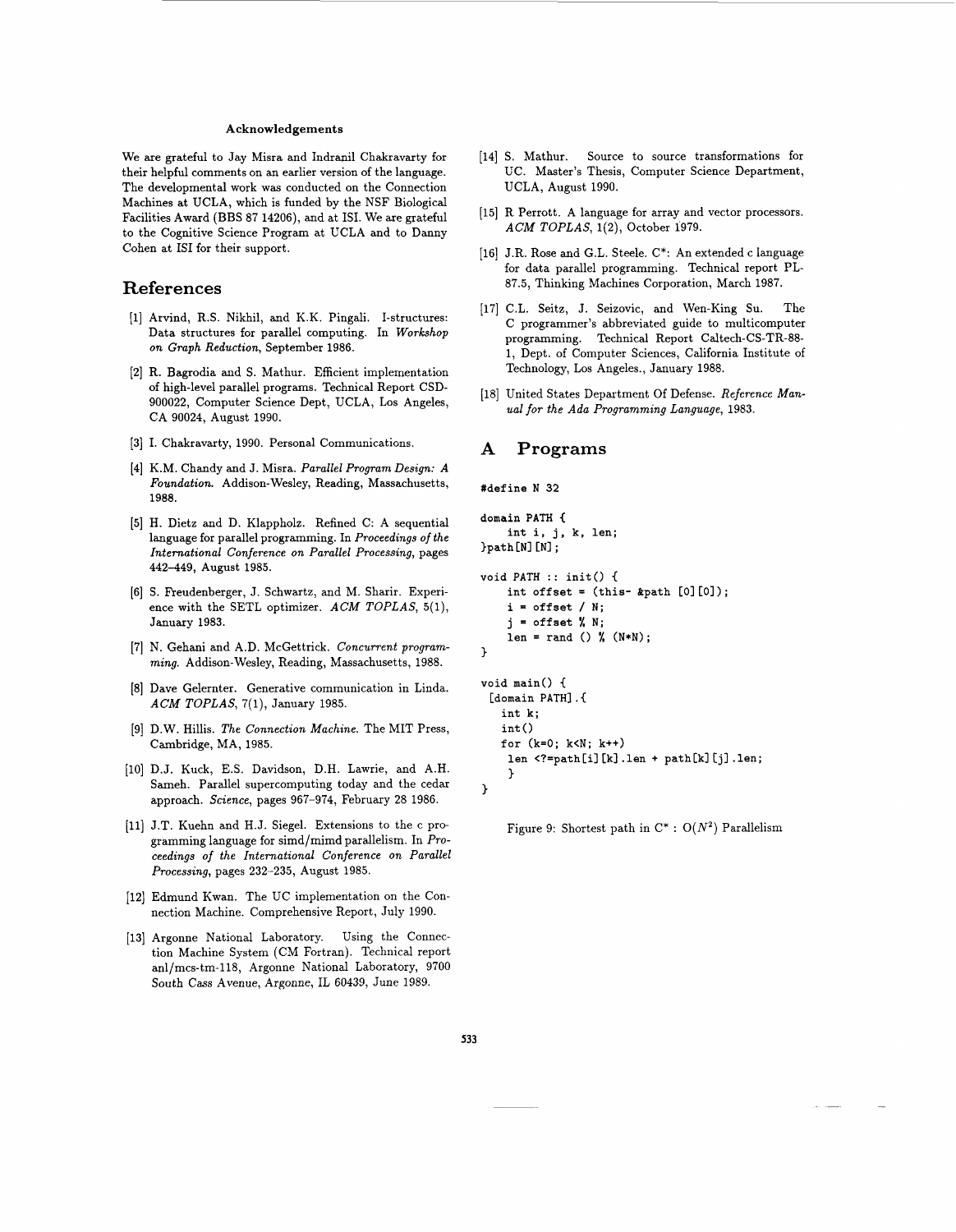**Acknowledgements**

We are grateful to Jay Misra and Indranil Chakravarty for their helpful comments on an earlier version of the language. The developmental work was conducted on the Connection Machines at UCLA, which is funded by the NSF Biological Facilities Award (BBS 87 14206), and at ISI. We are grateful to the Cognitive Science Program at UCLA and to Danny Cohen at ISI for their support.

## References

[1] Arvind, R.S. Nikhil, and K.K. Pingali. I-structures: Data structures for parallel computing. In *Workshop on Graph Reduction*, September 1986.

[2] R. Bagrodia and S. Mathur. Efficient implementation of high-level parallel programs. Technical Report CSD-900022, Computer Science Dept, UCLA, Los Angeles, CA 90024, August 1990.

[3] I. Chakravarty, 1990. Personal Communications.

[4] K.M. Chandy and J. Misra. *Parallel Program Design: A Foundation.* Addison-Wesley, Reading, Massachusetts, 1988.

[5] H. Dietz and D. Klappholz. Refined C: A sequential language for parallel programming. In *Proceedings of the International Conference on Parallel Processing*, pages 442–449, August 1985.

[6] S. Freudenberger, J. Schwartz, and M. Sharir. Experience with the SETL optimizer. *ACM TOPLAS*, 5(1), January 1983.

[7] N. Gehani and A.D. McGettrick. *Concurrent programming.* Addison-Wesley, Reading, Massachusetts, 1988.

[8] Dave Gelernter. Generative communication in Linda. *ACM TOPLAS*, 7(1), January 1985.

[9] D.W. Hillis. *The Connection Machine.* The MIT Press, Cambridge, MA, 1985.

[10] D.J. Kuck, E.S. Davidson, D.H. Lawrie, and A.H. Sameh. Parallel supercomputing today and the cedar approach. *Science*, pages 967–974, February 28 1986.

[11] J.T. Kuehn and H.J. Siegel. Extensions to the c programming language for simd/mimd parallelism. In *Proceedings of the International Conference on Parallel Processing*, pages 232–235, August 1985.

[12] Edmund Kwan. The UC implementation on the Connection Machine. Comprehensive Report, July 1990.

[13] Argonne National Laboratory. Using the Connection Machine System (CM Fortran). Technical report anl/mcs-tm-118, Argonne National Laboratory, 9700 South Cass Avenue, Argonne, IL 60439, June 1989.

[14] S. Mathur. Source to source transformations for UC. Master's Thesis, Computer Science Department, UCLA, August 1990.

[15] R Perrott. A language for array and vector processors. *ACM TOPLAS*, 1(2), October 1979.

[16] J.R. Rose and G.L. Steele. C*: An extended c language for data parallel programming. Technical report PL-87.5, Thinking Machines Corporation, March 1987.

[17] C.L. Seitz, J. Seizovic, and Wen-King Su. The C programmer's abbreviated guide to multicomputer programming. Technical Report Caltech-CS-TR-88-1, Dept. of Computer Sciences, California Institute of Technology, Los Angeles., January 1988.

[18] United States Department Of Defense. *Reference Manual for the Ada Programming Language*, 1983.

## A Programs

```
#define N 32

domain PATH {
    int i, j, k, len;
}path[N][N];

void PATH :: init() {
    int offset = (this- &path [0][0]);
    i = offset / N;
    j = offset % N;
    len = rand () % (N*N);
}

void main() {
 [domain PATH].{
   int k;
   int()
   for (k=0; k<N; k++)
    len <?=path[i][k].len + path[k][j].len;
    }
}
```

Figure 9: Shortest path in C* : $O(N^2)$ Parallelism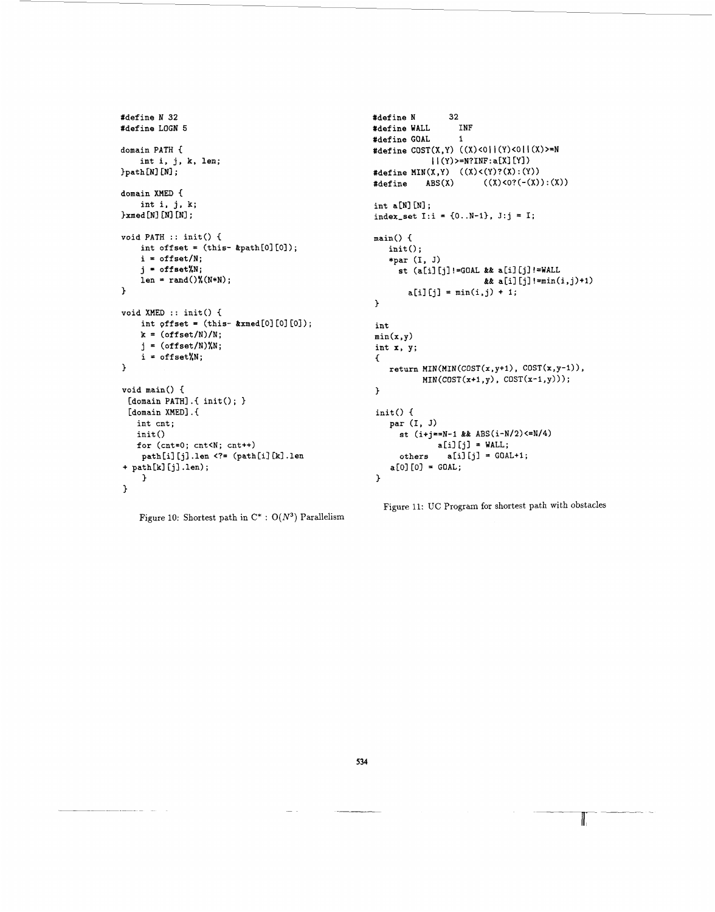```
#define N 32
#define LOGN 5

domain PATH {
    int i, j, k, len;
}path[N][N];

domain XMED {
    int i, j, k;
}xmed[N][N][N];

void PATH :: init() {
    int offset = (this- &path[0][0]);
    i = offset/N;
    j = offset%N;
    len = rand()%(N*N);
}

void XMED :: init() {
    int offset = (this- &xmed[0][0][0]);
    k = (offset/N)/N;
    j = (offset/N)%N;
    i = offset%N;
}

void main() {
 [domain PATH].{ init(); }
 [domain XMED].{
   int cnt;
   init()
   for (cnt=0; cnt<N; cnt++)
    path[i][j].len <?= (path[i][k].len
+ path[k][j].len);
   }
}
```

Figure 10: Shortest path in C* : $O(N^3)$ Parallelism

```
#define N       32
#define WALL     INF
#define GOAL     1
#define COST(X,Y) ((X)<0||(Y)<0||(X)>=N
           ||(Y)>=N?INF:a[X][Y])
#define MIN(X,Y)  ((X)<(Y)?(X):(Y))
#define   ABS(X)     ((X)<0?(-(X)):(X))

int a[N][N];
index_set I:i = {0..N-1}, J:j = I;

main() {
   init();
   *par (I, J)
     st (a[i][j]!=GOAL && a[i][j]!=WALL
                     && a[i][j]!=min(i,j)+1)
        a[i][j] = min(i,j) + 1;
}

int
min(x,y)
int x, y;
{
   return MIN(MIN(COST(x,y+1), COST(x,y-1)),
         MIN(COST(x+1,y), COST(x-1,y)));
}

init() {
   par (I, J)
     st (i+j==N-1 && ABS(i-N/2)<=N/4)
            a[i][j] = WALL;
     others    a[i][j] = GOAL+1;
   a[0][0] = GOAL;
}
```

Figure 11: UC Program for shortest path with obstacles